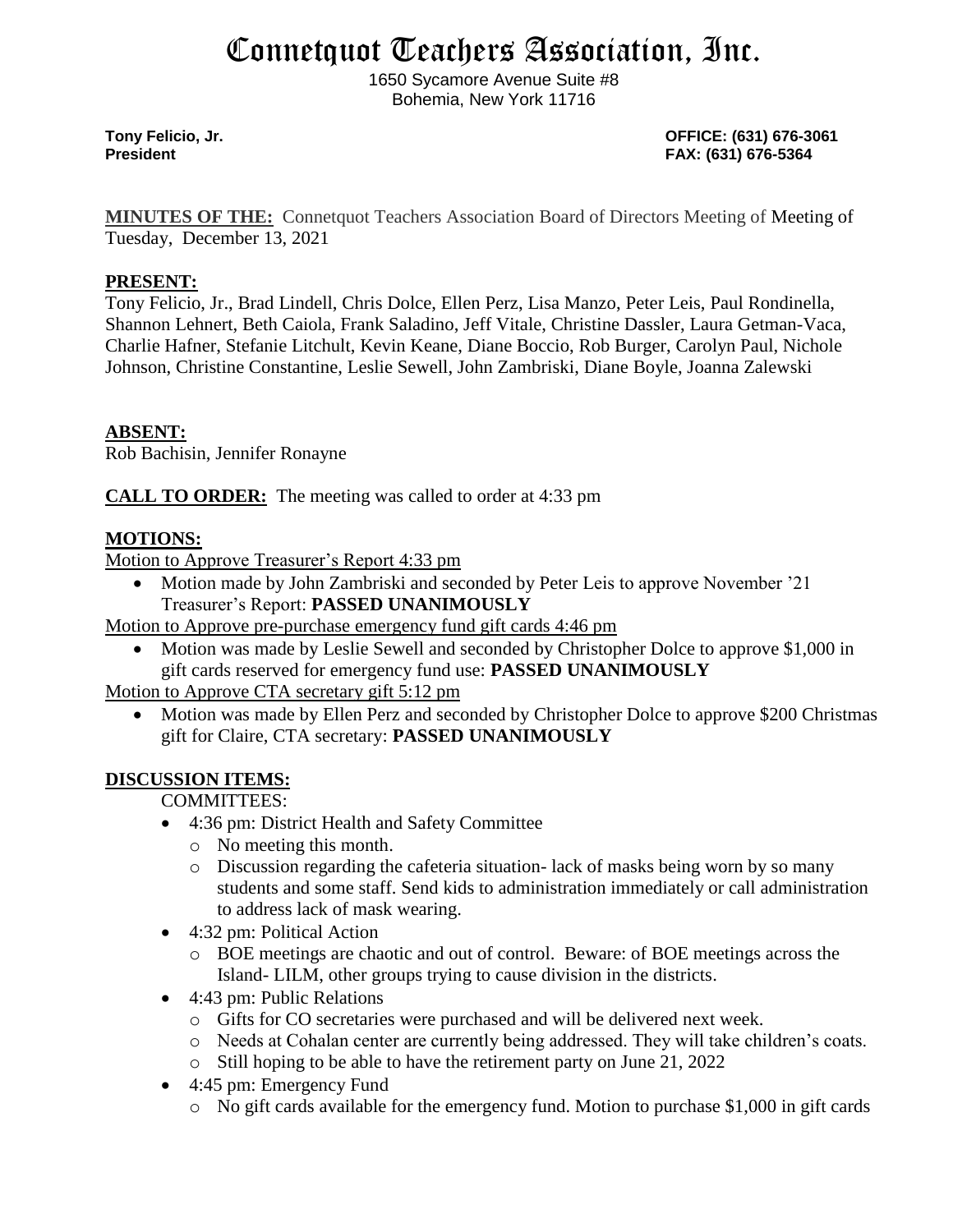# Connetquot Teachers Association, Inc.

1650 Sycamore Avenue Suite #8
Bohemia, New York 11716

**Tony Felicio, Jr.**
**President**

**OFFICE: (631) 676-3061**
**FAX: (631) 676-5364**

**MINUTES OF THE:** Connetquot Teachers Association Board of Directors Meeting of Meeting of Tuesday, December 13, 2021

## PRESENT:

Tony Felicio, Jr., Brad Lindell, Chris Dolce, Ellen Perz, Lisa Manzo, Peter Leis, Paul Rondinella, Shannon Lehnert, Beth Caiola, Frank Saladino, Jeff Vitale, Christine Dassler, Laura Getman-Vaca, Charlie Hafner, Stefanie Litchult, Kevin Keane, Diane Boccio, Rob Burger, Carolyn Paul, Nichole Johnson, Christine Constantine, Leslie Sewell, John Zambriski, Diane Boyle, Joanna Zalewski

## ABSENT:

Rob Bachisin, Jennifer Ronayne

**CALL TO ORDER:** The meeting was called to order at 4:33 pm

## MOTIONS:

Motion to Approve Treasurer's Report 4:33 pm

- Motion made by John Zambriski and seconded by Peter Leis to approve November '21 Treasurer's Report: **PASSED UNANIMOUSLY**

Motion to Approve pre-purchase emergency fund gift cards 4:46 pm

- Motion was made by Leslie Sewell and seconded by Christopher Dolce to approve $1,000 in gift cards reserved for emergency fund use: **PASSED UNANIMOUSLY**

Motion to Approve CTA secretary gift 5:12 pm

- Motion was made by Ellen Perz and seconded by Christopher Dolce to approve $200 Christmas gift for Claire, CTA secretary: **PASSED UNANIMOUSLY**

## DISCUSSION ITEMS:

COMMITTEES:

- 4:36 pm: District Health and Safety Committee
  - No meeting this month.
  - Discussion regarding the cafeteria situation- lack of masks being worn by so many students and some staff. Send kids to administration immediately or call administration to address lack of mask wearing.
- 4:32 pm: Political Action
  - BOE meetings are chaotic and out of control. Beware: of BOE meetings across the Island- LILM, other groups trying to cause division in the districts.
- 4:43 pm: Public Relations
  - Gifts for CO secretaries were purchased and will be delivered next week.
  - Needs at Cohalan center are currently being addressed. They will take children's coats.
  - Still hoping to be able to have the retirement party on June 21, 2022
- 4:45 pm: Emergency Fund
  - No gift cards available for the emergency fund. Motion to purchase $1,000 in gift cards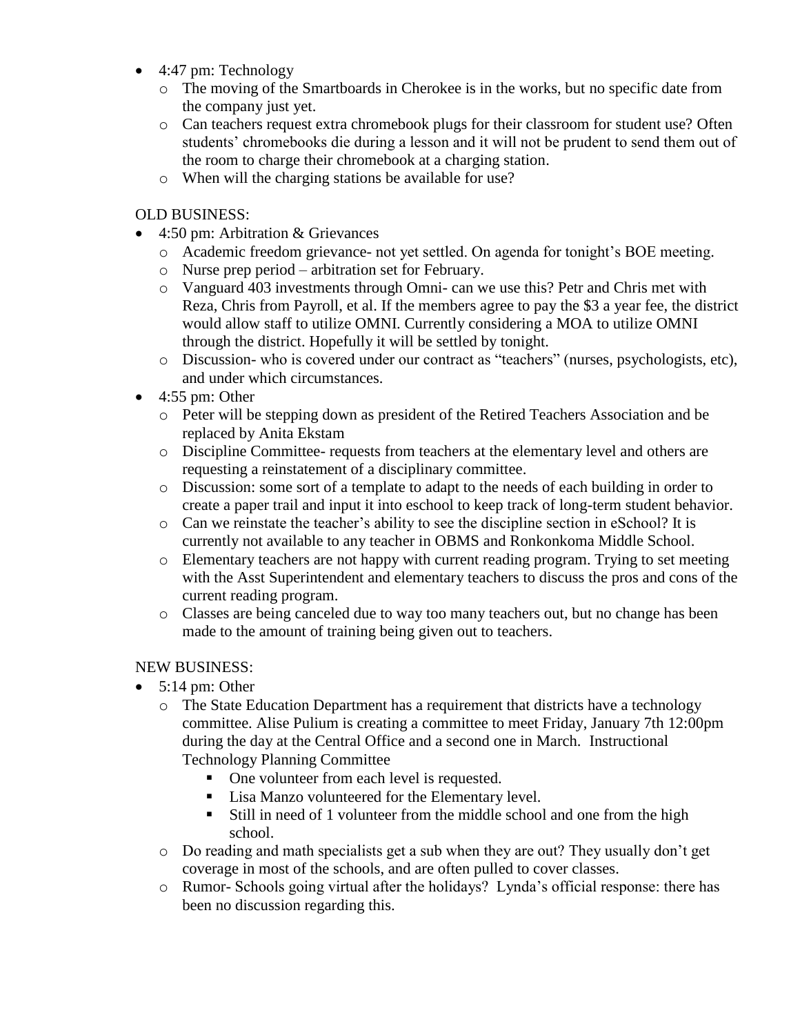- 4:47 pm: Technology
  - The moving of the Smartboards in Cherokee is in the works, but no specific date from the company just yet.
  - Can teachers request extra chromebook plugs for their classroom for student use? Often students' chromebooks die during a lesson and it will not be prudent to send them out of the room to charge their chromebook at a charging station.
  - When will the charging stations be available for use?

OLD BUSINESS:

- 4:50 pm: Arbitration & Grievances
  - Academic freedom grievance- not yet settled. On agenda for tonight's BOE meeting.
  - Nurse prep period – arbitration set for February.
  - Vanguard 403 investments through Omni- can we use this? Petr and Chris met with Reza, Chris from Payroll, et al. If the members agree to pay the $3 a year fee, the district would allow staff to utilize OMNI. Currently considering a MOA to utilize OMNI through the district. Hopefully it will be settled by tonight.
  - Discussion- who is covered under our contract as "teachers" (nurses, psychologists, etc), and under which circumstances.
- 4:55 pm: Other
  - Peter will be stepping down as president of the Retired Teachers Association and be replaced by Anita Ekstam
  - Discipline Committee- requests from teachers at the elementary level and others are requesting a reinstatement of a disciplinary committee.
  - Discussion: some sort of a template to adapt to the needs of each building in order to create a paper trail and input it into eschool to keep track of long-term student behavior.
  - Can we reinstate the teacher's ability to see the discipline section in eSchool? It is currently not available to any teacher in OBMS and Ronkonkoma Middle School.
  - Elementary teachers are not happy with current reading program. Trying to set meeting with the Asst Superintendent and elementary teachers to discuss the pros and cons of the current reading program.
  - Classes are being canceled due to way too many teachers out, but no change has been made to the amount of training being given out to teachers.

NEW BUSINESS:

- 5:14 pm: Other
  - The State Education Department has a requirement that districts have a technology committee. Alise Pulium is creating a committee to meet Friday, January 7th 12:00pm during the day at the Central Office and a second one in March. Instructional Technology Planning Committee
    - One volunteer from each level is requested.
    - Lisa Manzo volunteered for the Elementary level.
    - Still in need of 1 volunteer from the middle school and one from the high school.
  - Do reading and math specialists get a sub when they are out? They usually don't get coverage in most of the schools, and are often pulled to cover classes.
  - Rumor- Schools going virtual after the holidays? Lynda's official response: there has been no discussion regarding this.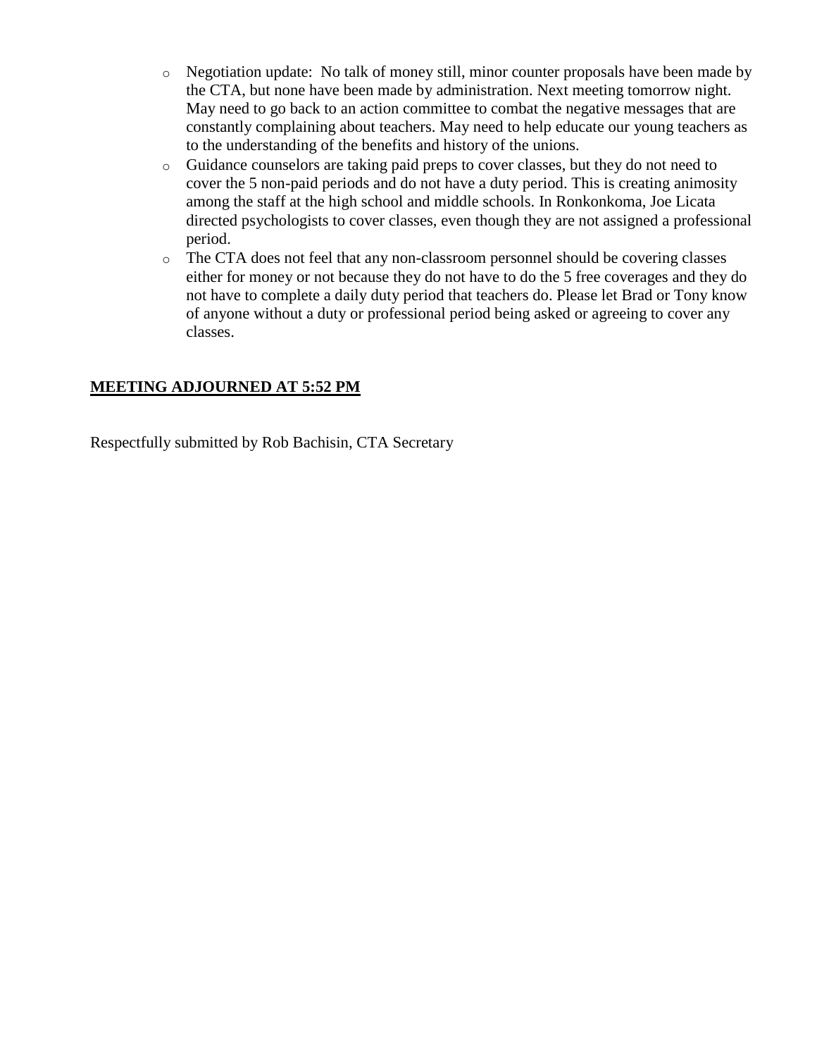- Negotiation update: No talk of money still, minor counter proposals have been made by the CTA, but none have been made by administration. Next meeting tomorrow night. May need to go back to an action committee to combat the negative messages that are constantly complaining about teachers. May need to help educate our young teachers as to the understanding of the benefits and history of the unions.
- Guidance counselors are taking paid preps to cover classes, but they do not need to cover the 5 non-paid periods and do not have a duty period. This is creating animosity among the staff at the high school and middle schools. In Ronkonkoma, Joe Licata directed psychologists to cover classes, even though they are not assigned a professional period.
- The CTA does not feel that any non-classroom personnel should be covering classes either for money or not because they do not have to do the 5 free coverages and they do not have to complete a daily duty period that teachers do. Please let Brad or Tony know of anyone without a duty or professional period being asked or agreeing to cover any classes.

**MEETING ADJOURNED AT 5:52 PM**

Respectfully submitted by Rob Bachisin, CTA Secretary